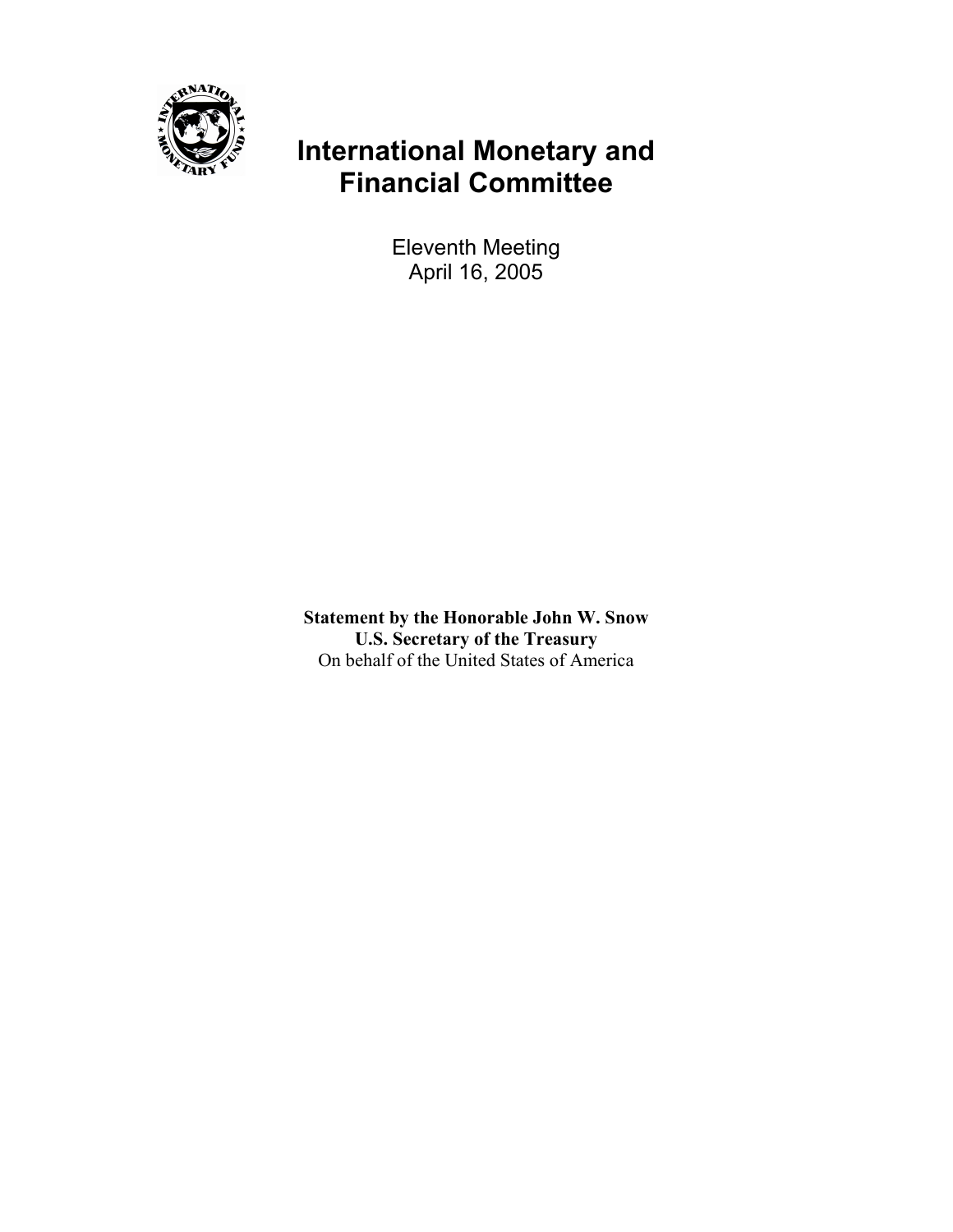# International Monetary and Financial Committee

Eleventh Meeting
April 16, 2005

**Statement by the Honorable John W. Snow**
**U.S. Secretary of the Treasury**
On behalf of the United States of America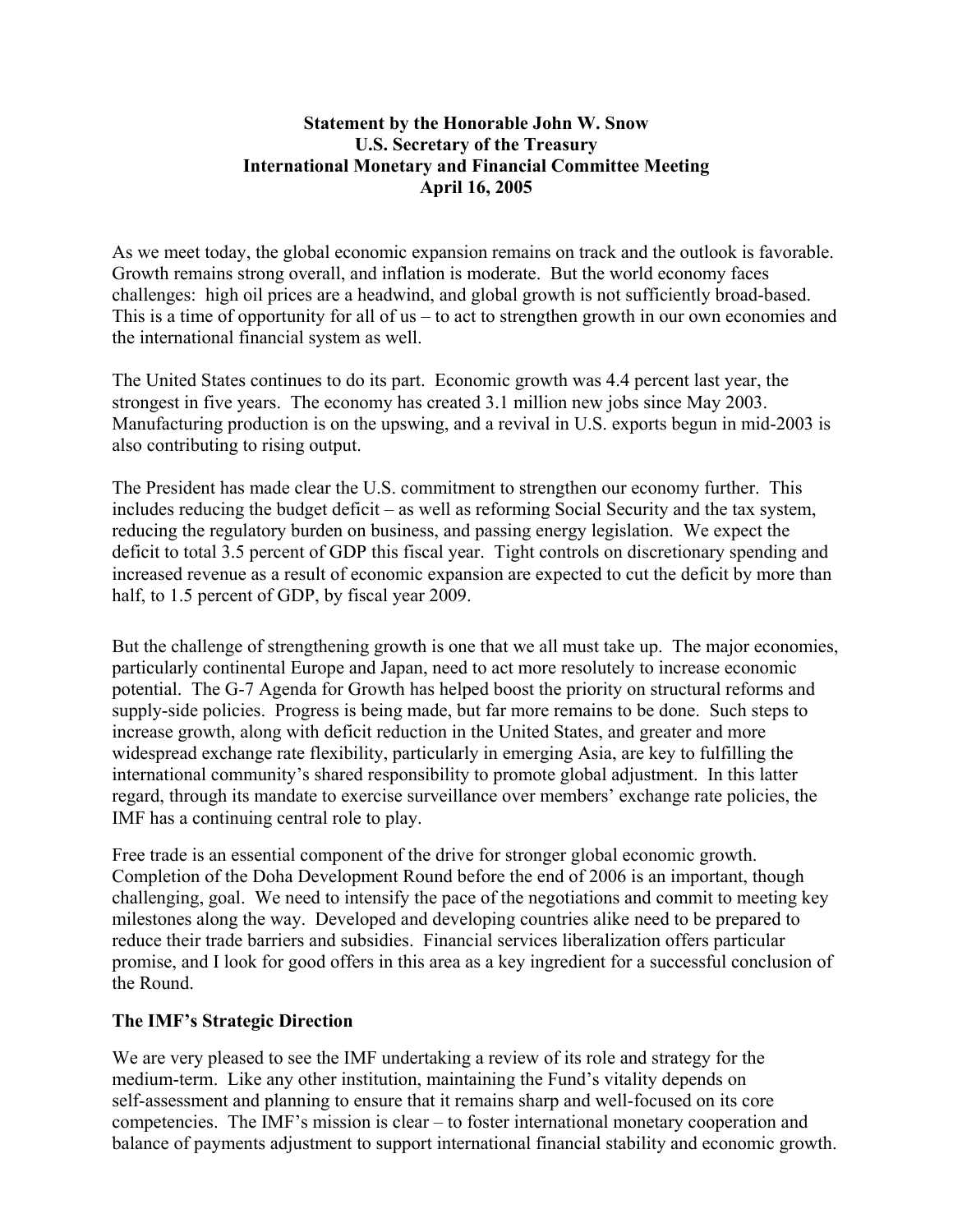**Statement by the Honorable John W. Snow**
**U.S. Secretary of the Treasury**
**International Monetary and Financial Committee Meeting**
**April 16, 2005**

As we meet today, the global economic expansion remains on track and the outlook is favorable. Growth remains strong overall, and inflation is moderate. But the world economy faces challenges: high oil prices are a headwind, and global growth is not sufficiently broad-based. This is a time of opportunity for all of us – to act to strengthen growth in our own economies and the international financial system as well.

The United States continues to do its part. Economic growth was 4.4 percent last year, the strongest in five years. The economy has created 3.1 million new jobs since May 2003. Manufacturing production is on the upswing, and a revival in U.S. exports begun in mid-2003 is also contributing to rising output.

The President has made clear the U.S. commitment to strengthen our economy further. This includes reducing the budget deficit – as well as reforming Social Security and the tax system, reducing the regulatory burden on business, and passing energy legislation. We expect the deficit to total 3.5 percent of GDP this fiscal year. Tight controls on discretionary spending and increased revenue as a result of economic expansion are expected to cut the deficit by more than half, to 1.5 percent of GDP, by fiscal year 2009.

But the challenge of strengthening growth is one that we all must take up. The major economies, particularly continental Europe and Japan, need to act more resolutely to increase economic potential. The G-7 Agenda for Growth has helped boost the priority on structural reforms and supply-side policies. Progress is being made, but far more remains to be done. Such steps to increase growth, along with deficit reduction in the United States, and greater and more widespread exchange rate flexibility, particularly in emerging Asia, are key to fulfilling the international community's shared responsibility to promote global adjustment. In this latter regard, through its mandate to exercise surveillance over members' exchange rate policies, the IMF has a continuing central role to play.

Free trade is an essential component of the drive for stronger global economic growth. Completion of the Doha Development Round before the end of 2006 is an important, though challenging, goal. We need to intensify the pace of the negotiations and commit to meeting key milestones along the way. Developed and developing countries alike need to be prepared to reduce their trade barriers and subsidies. Financial services liberalization offers particular promise, and I look for good offers in this area as a key ingredient for a successful conclusion of the Round.

## The IMF's Strategic Direction

We are very pleased to see the IMF undertaking a review of its role and strategy for the medium-term. Like any other institution, maintaining the Fund's vitality depends on self-assessment and planning to ensure that it remains sharp and well-focused on its core competencies. The IMF's mission is clear – to foster international monetary cooperation and balance of payments adjustment to support international financial stability and economic growth.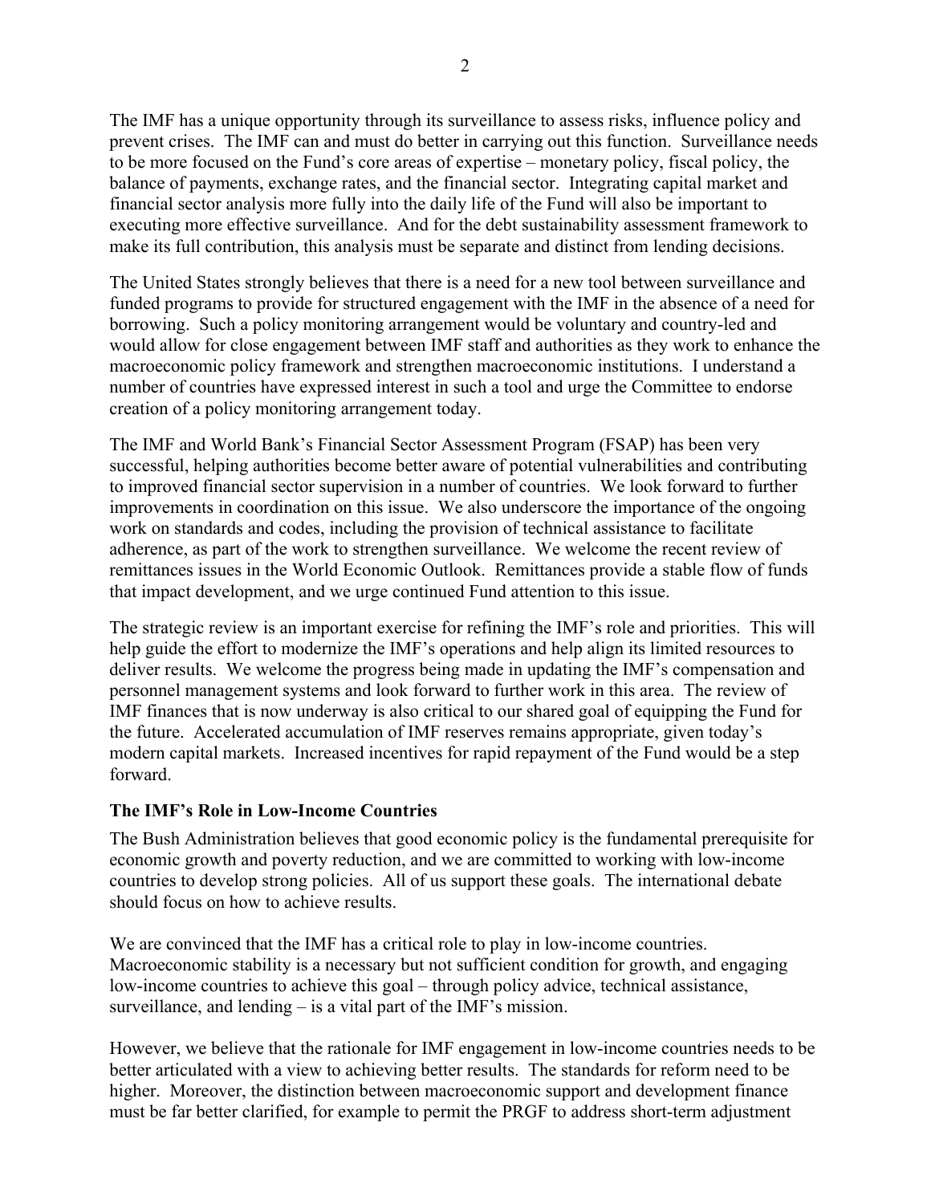The IMF has a unique opportunity through its surveillance to assess risks, influence policy and prevent crises. The IMF can and must do better in carrying out this function. Surveillance needs to be more focused on the Fund's core areas of expertise – monetary policy, fiscal policy, the balance of payments, exchange rates, and the financial sector. Integrating capital market and financial sector analysis more fully into the daily life of the Fund will also be important to executing more effective surveillance. And for the debt sustainability assessment framework to make its full contribution, this analysis must be separate and distinct from lending decisions.

The United States strongly believes that there is a need for a new tool between surveillance and funded programs to provide for structured engagement with the IMF in the absence of a need for borrowing. Such a policy monitoring arrangement would be voluntary and country-led and would allow for close engagement between IMF staff and authorities as they work to enhance the macroeconomic policy framework and strengthen macroeconomic institutions. I understand a number of countries have expressed interest in such a tool and urge the Committee to endorse creation of a policy monitoring arrangement today.

The IMF and World Bank's Financial Sector Assessment Program (FSAP) has been very successful, helping authorities become better aware of potential vulnerabilities and contributing to improved financial sector supervision in a number of countries. We look forward to further improvements in coordination on this issue. We also underscore the importance of the ongoing work on standards and codes, including the provision of technical assistance to facilitate adherence, as part of the work to strengthen surveillance. We welcome the recent review of remittances issues in the World Economic Outlook. Remittances provide a stable flow of funds that impact development, and we urge continued Fund attention to this issue.

The strategic review is an important exercise for refining the IMF's role and priorities. This will help guide the effort to modernize the IMF's operations and help align its limited resources to deliver results. We welcome the progress being made in updating the IMF's compensation and personnel management systems and look forward to further work in this area. The review of IMF finances that is now underway is also critical to our shared goal of equipping the Fund for the future. Accelerated accumulation of IMF reserves remains appropriate, given today's modern capital markets. Increased incentives for rapid repayment of the Fund would be a step forward.

**The IMF's Role in Low-Income Countries**

The Bush Administration believes that good economic policy is the fundamental prerequisite for economic growth and poverty reduction, and we are committed to working with low-income countries to develop strong policies. All of us support these goals. The international debate should focus on how to achieve results.

We are convinced that the IMF has a critical role to play in low-income countries. Macroeconomic stability is a necessary but not sufficient condition for growth, and engaging low-income countries to achieve this goal – through policy advice, technical assistance, surveillance, and lending – is a vital part of the IMF's mission.

However, we believe that the rationale for IMF engagement in low-income countries needs to be better articulated with a view to achieving better results. The standards for reform need to be higher. Moreover, the distinction between macroeconomic support and development finance must be far better clarified, for example to permit the PRGF to address short-term adjustment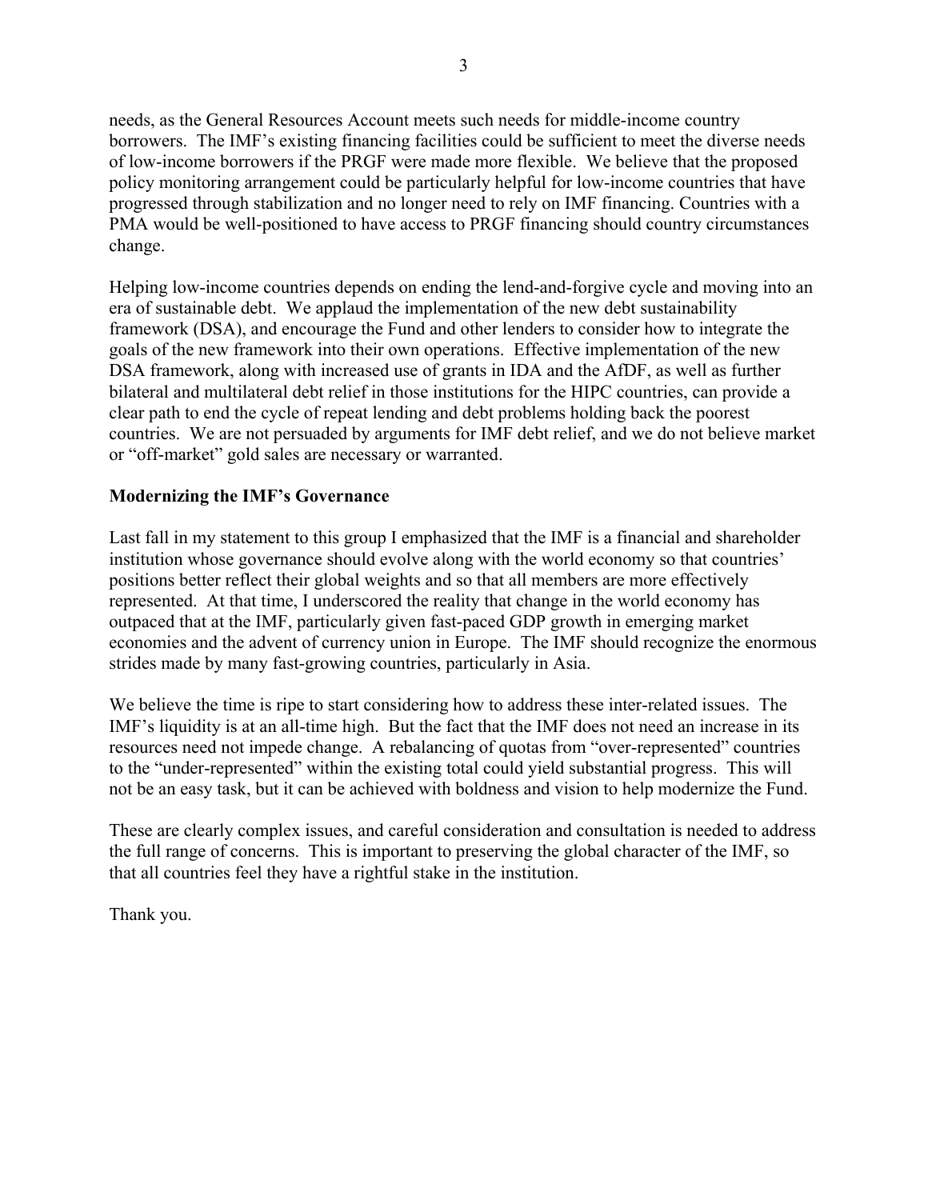needs, as the General Resources Account meets such needs for middle-income country borrowers. The IMF's existing financing facilities could be sufficient to meet the diverse needs of low-income borrowers if the PRGF were made more flexible. We believe that the proposed policy monitoring arrangement could be particularly helpful for low-income countries that have progressed through stabilization and no longer need to rely on IMF financing. Countries with a PMA would be well-positioned to have access to PRGF financing should country circumstances change.

Helping low-income countries depends on ending the lend-and-forgive cycle and moving into an era of sustainable debt. We applaud the implementation of the new debt sustainability framework (DSA), and encourage the Fund and other lenders to consider how to integrate the goals of the new framework into their own operations. Effective implementation of the new DSA framework, along with increased use of grants in IDA and the AfDF, as well as further bilateral and multilateral debt relief in those institutions for the HIPC countries, can provide a clear path to end the cycle of repeat lending and debt problems holding back the poorest countries. We are not persuaded by arguments for IMF debt relief, and we do not believe market or "off-market" gold sales are necessary or warranted.

**Modernizing the IMF's Governance**

Last fall in my statement to this group I emphasized that the IMF is a financial and shareholder institution whose governance should evolve along with the world economy so that countries' positions better reflect their global weights and so that all members are more effectively represented. At that time, I underscored the reality that change in the world economy has outpaced that at the IMF, particularly given fast-paced GDP growth in emerging market economies and the advent of currency union in Europe. The IMF should recognize the enormous strides made by many fast-growing countries, particularly in Asia.

We believe the time is ripe to start considering how to address these inter-related issues. The IMF's liquidity is at an all-time high. But the fact that the IMF does not need an increase in its resources need not impede change. A rebalancing of quotas from "over-represented" countries to the "under-represented" within the existing total could yield substantial progress. This will not be an easy task, but it can be achieved with boldness and vision to help modernize the Fund.

These are clearly complex issues, and careful consideration and consultation is needed to address the full range of concerns. This is important to preserving the global character of the IMF, so that all countries feel they have a rightful stake in the institution.

Thank you.